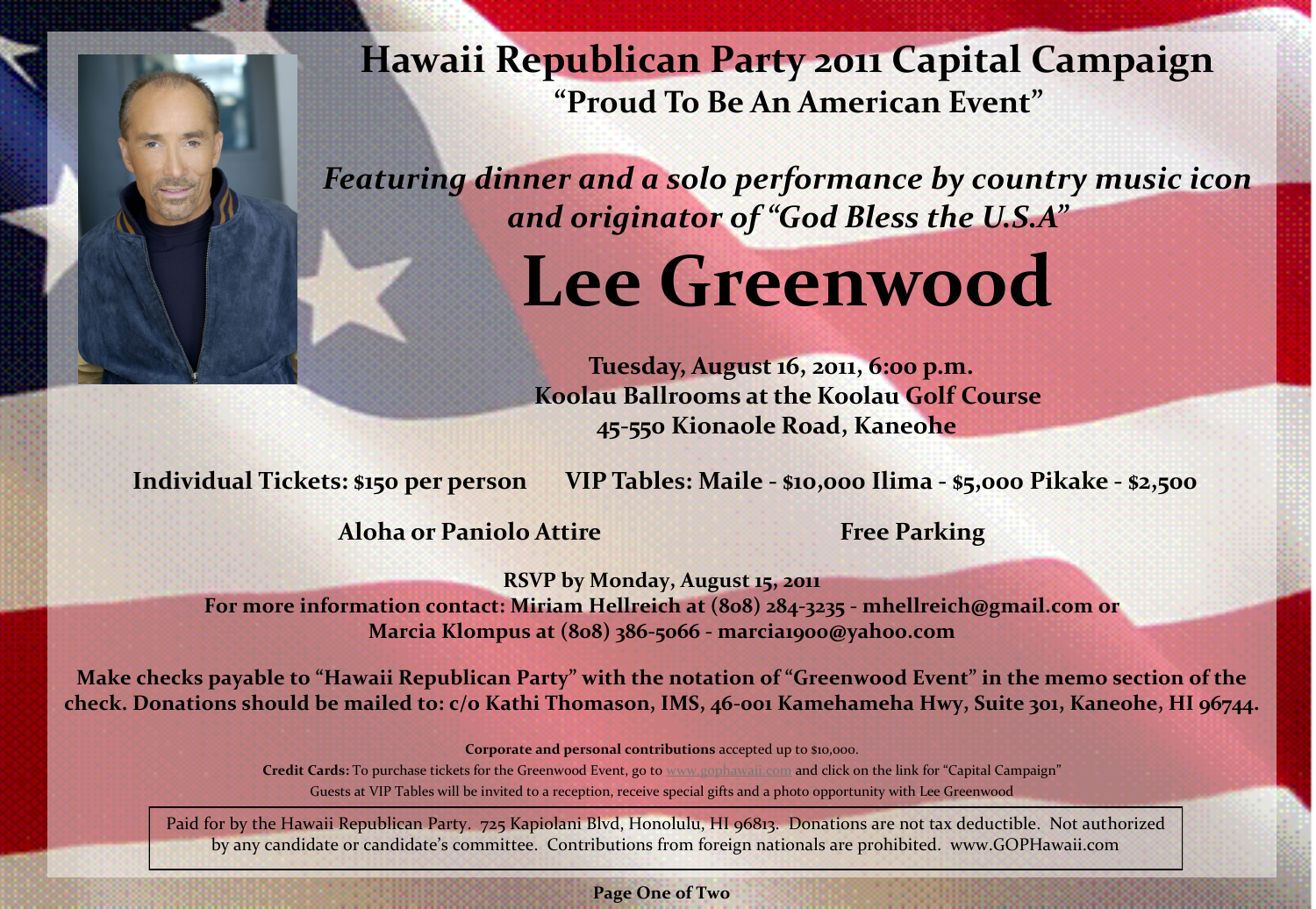# Hawaii Republican Party 2011 Capital Campaign

## "Proud To Be An American Event"

***Featuring dinner and a solo performance by country music icon and originator of "God Bless the U.S.A"***

# Lee Greenwood

**Tuesday, August 16, 2011, 6:00 p.m.**
**Koolau Ballrooms at the Koolau Golf Course**
**45-550 Kionaole Road, Kaneohe**

**Individual Tickets: $150 per person    VIP Tables: Maile - $10,000 Ilima - $5,000 Pikake - $2,500**

**Aloha or Paniolo Attire    Free Parking**

**RSVP by Monday, August 15, 2011**
**For more information contact: Miriam Hellreich at (808) 284-3235 - mhellreich@gmail.com or Marcia Klompus at (808) 386-5066 - marcia1900@yahoo.com**

**Make checks payable to "Hawaii Republican Party" with the notation of "Greenwood Event" in the memo section of the check. Donations should be mailed to: c/o Kathi Thomason, IMS, 46-001 Kamehameha Hwy, Suite 301, Kaneohe, HI 96744.**

**Corporate and personal contributions** accepted up to $10,000.

**Credit Cards:** To purchase tickets for the Greenwood Event, go to www.gophawaii.com and click on the link for "Capital Campaign"

Guests at VIP Tables will be invited to a reception, receive special gifts and a photo opportunity with Lee Greenwood

Paid for by the Hawaii Republican Party. 725 Kapiolani Blvd, Honolulu, HI 96813. Donations are not tax deductible. Not authorized by any candidate or candidate's committee. Contributions from foreign nationals are prohibited. www.GOPHawaii.com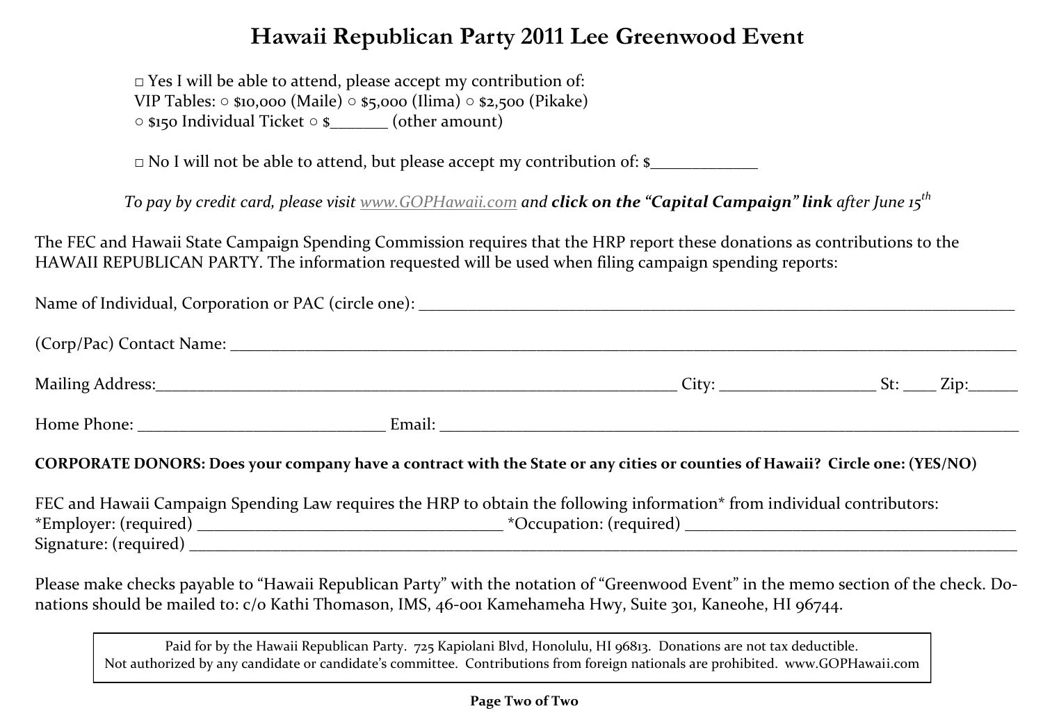# Hawaii Republican Party 2011 Lee Greenwood Event

□ Yes I will be able to attend, please accept my contribution of:
VIP Tables: ○ $10,000 (Maile) ○ $5,000 (Ilima) ○ $2,500 (Pikake)
○ $150 Individual Ticket ○ $_______ (other amount)

□ No I will not be able to attend, but please accept my contribution of: $_____________

*To pay by credit card, please visit www.GOPHawaii.com and* ***click on the "Capital Campaign" link*** *after June 15th*

The FEC and Hawaii State Campaign Spending Commission requires that the HRP report these donations as contributions to the HAWAII REPUBLICAN PARTY. The information requested will be used when filing campaign spending reports:

Name of Individual, Corporation or PAC (circle one): ___________________________________________

(Corp/Pac) Contact Name: ___________________________________________

Mailing Address:___________________________________________ City: ___________________ St: ____ Zip:______

Home Phone: ______________________________ Email: ___________________________________________

**CORPORATE DONORS: Does your company have a contract with the State or any cities or counties of Hawaii? Circle one: (YES/NO)**

FEC and Hawaii Campaign Spending Law requires the HRP to obtain the following information* from individual contributors:
*Employer: (required) ___________________________________ *Occupation: (required) ___________________________________
Signature: (required) ___________________________________________

Please make checks payable to "Hawaii Republican Party" with the notation of "Greenwood Event" in the memo section of the check. Donations should be mailed to: c/o Kathi Thomason, IMS, 46-001 Kamehameha Hwy, Suite 301, Kaneohe, HI 96744.

Paid for by the Hawaii Republican Party. 725 Kapiolani Blvd, Honolulu, HI 96813. Donations are not tax deductible.
Not authorized by any candidate or candidate's committee. Contributions from foreign nationals are prohibited. www.GOPHawaii.com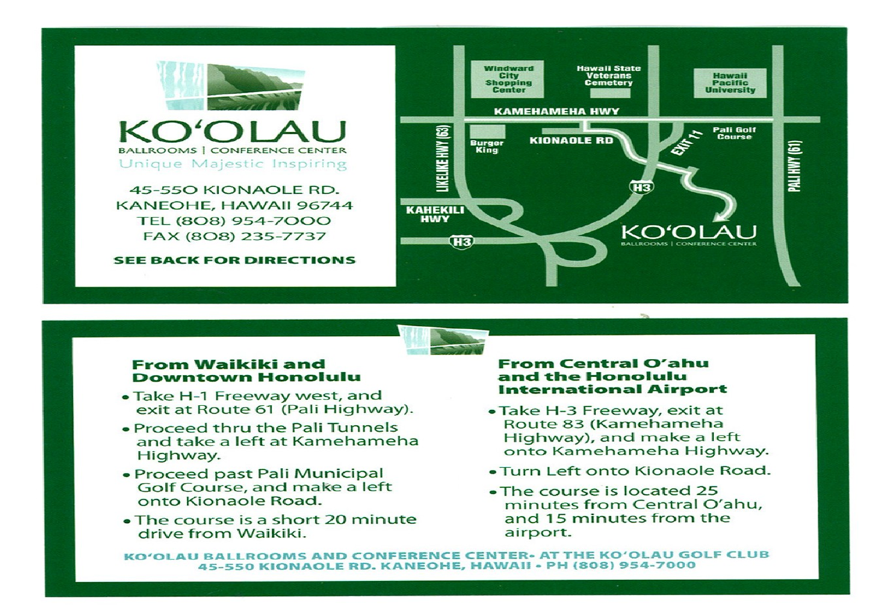# KO'OLAU

BALLROOMS | CONFERENCE CENTER

Unique Majestic Inspiring

45-550 KIONAOLE RD.
KANEOHE, HAWAII 96744
TEL (808) 954-7000
FAX (808) 235-7737

**SEE BACK FOR DIRECTIONS**

Windward City Shopping Center

Hawaii State Veterans Cemetery

Hawaii Pacific University

KAMEHAMEHA HWY

Burger King

KIONAOLE RD

Pali Golf Course

EXIT 11

LIKELIKE HWY (63)

PALI HWY (61)

H3

KAHEKILI HWY

H3

KO'OLAU BALLROOMS | CONFERENCE CENTER

## From Waikiki and Downtown Honolulu

- Take H-1 Freeway west, and exit at Route 61 (Pali Highway).
- Proceed thru the Pali Tunnels and take a left at Kamehameha Highway.
- Proceed past Pali Municipal Golf Course, and make a left onto Kionaole Road.
- The course is a short 20 minute drive from Waikiki.

## From Central O'ahu and the Honolulu International Airport

- Take H-3 Freeway, exit at Route 83 (Kamehameha Highway), and make a left onto Kamehameha Highway.
- Turn Left onto Kionaole Road.
- The course is located 25 minutes from Central O'ahu, and 15 minutes from the airport.

KO'OLAU BALLROOMS AND CONFERENCE CENTER- AT THE KO'OLAU GOLF CLUB
45-550 KIONAOLE RD. KANEOHE, HAWAII • PH (808) 954-7000